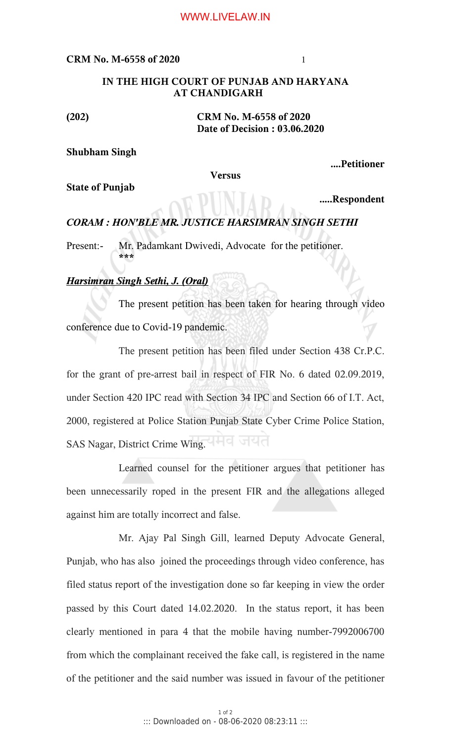**IN THE HIGH COURT OF PUNJAB AND HARYANA AT CHANDIGARH**

**(202)** **CRM No. M-6558 of 2020**
**Date of Decision : 03.06.2020**

**Shubham Singh**

**....Petitioner**

**Versus**

**State of Punjab**

**.....Respondent**

***CORAM : HON'BLE MR. JUSTICE HARSIMRAN SINGH SETHI***

Present:- Mr. Padamkant Dwivedi, Advocate for the petitioner.
\*\*\*

***Harsimran Singh Sethi, J. (Oral)***

The present petition has been taken for hearing through video conference due to Covid-19 pandemic.

The present petition has been filed under Section 438 Cr.P.C. for the grant of pre-arrest bail in respect of FIR No. 6 dated 02.09.2019, under Section 420 IPC read with Section 34 IPC and Section 66 of I.T. Act, 2000, registered at Police Station Punjab State Cyber Crime Police Station, SAS Nagar, District Crime Wing.

Learned counsel for the petitioner argues that petitioner has been unnecessarily roped in the present FIR and the allegations alleged against him are totally incorrect and false.

Mr. Ajay Pal Singh Gill, learned Deputy Advocate General, Punjab, who has also joined the proceedings through video conference, has filed status report of the investigation done so far keeping in view the order passed by this Court dated 14.02.2020. In the status report, it has been clearly mentioned in para 4 that the mobile having number-7992006700 from which the complainant received the fake call, is registered in the name of the petitioner and the said number was issued in favour of the petitioner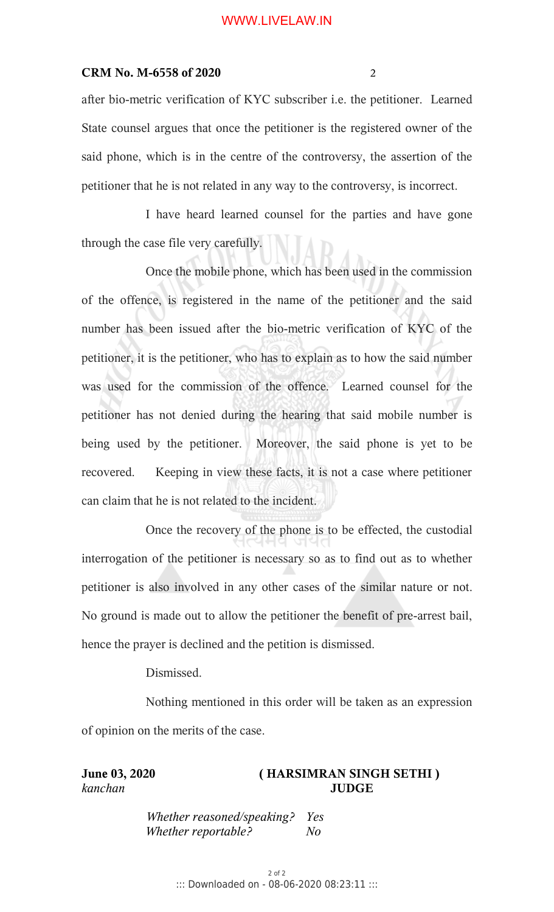after bio-metric verification of KYC subscriber i.e. the petitioner. Learned State counsel argues that once the petitioner is the registered owner of the said phone, which is in the centre of the controversy, the assertion of the petitioner that he is not related in any way to the controversy, is incorrect.

I have heard learned counsel for the parties and have gone through the case file very carefully.

Once the mobile phone, which has been used in the commission of the offence, is registered in the name of the petitioner and the said number has been issued after the bio-metric verification of KYC of the petitioner, it is the petitioner, who has to explain as to how the said number was used for the commission of the offence. Learned counsel for the petitioner has not denied during the hearing that said mobile number is being used by the petitioner. Moreover, the said phone is yet to be recovered. Keeping in view these facts, it is not a case where petitioner can claim that he is not related to the incident.

Once the recovery of the phone is to be effected, the custodial interrogation of the petitioner is necessary so as to find out as to whether petitioner is also involved in any other cases of the similar nature or not. No ground is made out to allow the petitioner the benefit of pre-arrest bail, hence the prayer is declined and the petition is dismissed.

Dismissed.

Nothing mentioned in this order will be taken as an expression of opinion on the merits of the case.

**June 03, 2020**
*kanchan*

**( HARSIMRAN SINGH SETHI )**
**JUDGE**

*Whether reasoned/speaking? Yes*
*Whether reportable? No*